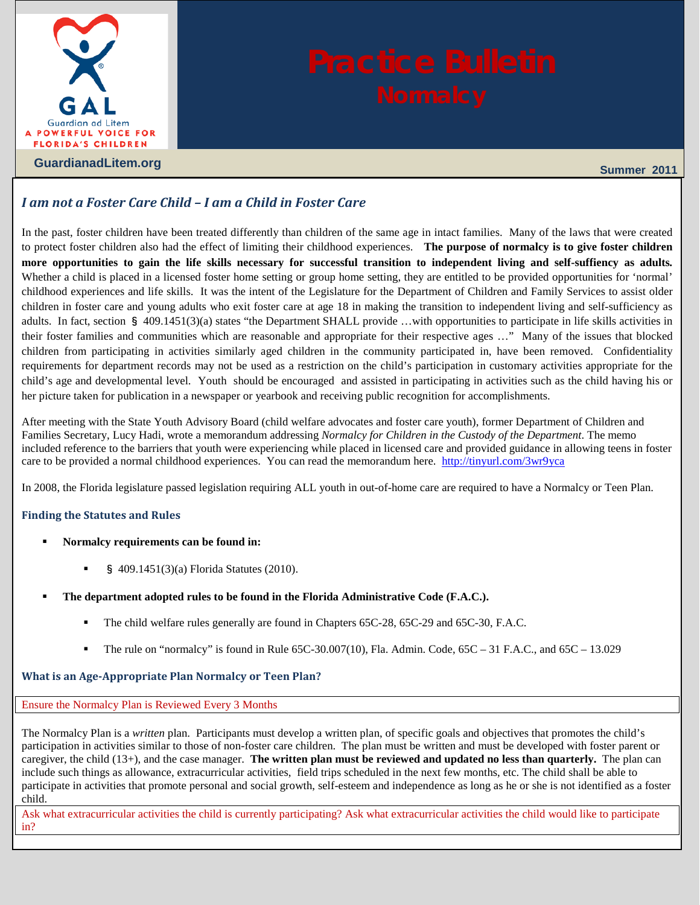# Practice Bulletin

## Normalcy

GuardianadLitem.org

Summer 2011

### *I am not a Foster Care Child – I am a Child in Foster Care*

In the past, foster children have been treated differently than children of the same age in intact families. Many of the laws that were created to protect foster children also had the effect of limiting their childhood experiences. **The purpose of normalcy is to give foster children more opportunities to gain the life skills necessary for successful transition to independent living and self-suffiency as adults.** Whether a child is placed in a licensed foster home setting or group home setting, they are entitled to be provided opportunities for 'normal' childhood experiences and life skills. It was the intent of the Legislature for the Department of Children and Family Services to assist older children in foster care and young adults who exit foster care at age 18 in making the transition to independent living and self-sufficiency as adults. In fact, section § 409.1451(3)(a) states "the Department SHALL provide …with opportunities to participate in life skills activities in their foster families and communities which are reasonable and appropriate for their respective ages …" Many of the issues that blocked children from participating in activities similarly aged children in the community participated in, have been removed. Confidentiality requirements for department records may not be used as a restriction on the child's participation in customary activities appropriate for the child's age and developmental level. Youth should be encouraged and assisted in participating in activities such as the child having his or her picture taken for publication in a newspaper or yearbook and receiving public recognition for accomplishments.

After meeting with the State Youth Advisory Board (child welfare advocates and foster care youth), former Department of Children and Families Secretary, Lucy Hadi, wrote a memorandum addressing *Normalcy for Children in the Custody of the Department*. The memo included reference to the barriers that youth were experiencing while placed in licensed care and provided guidance in allowing teens in foster care to be provided a normal childhood experiences. You can read the memorandum here. http://tinyurl.com/3wr9yca

In 2008, the Florida legislature passed legislation requiring ALL youth in out-of-home care are required to have a Normalcy or Teen Plan.

#### Finding the Statutes and Rules

- **Normalcy requirements can be found in:**
  - § 409.1451(3)(a) Florida Statutes (2010).
- **The department adopted rules to be found in the Florida Administrative Code (F.A.C.).**
  - The child welfare rules generally are found in Chapters 65C-28, 65C-29 and 65C-30, F.A.C.
  - The rule on "normalcy" is found in Rule 65C-30.007(10), Fla. Admin. Code, 65C – 31 F.A.C., and 65C – 13.029

#### What is an Age-Appropriate Plan Normalcy or Teen Plan?

Ensure the Normalcy Plan is Reviewed Every 3 Months

The Normalcy Plan is a *written* plan. Participants must develop a written plan, of specific goals and objectives that promotes the child's participation in activities similar to those of non-foster care children. The plan must be written and must be developed with foster parent or caregiver, the child (13+), and the case manager. **The written plan must be reviewed and updated no less than quarterly.** The plan can include such things as allowance, extracurricular activities, field trips scheduled in the next few months, etc. The child shall be able to participate in activities that promote personal and social growth, self-esteem and independence as long as he or she is not identified as a foster child.

Ask what extracurricular activities the child is currently participating? Ask what extracurricular activities the child would like to participate in?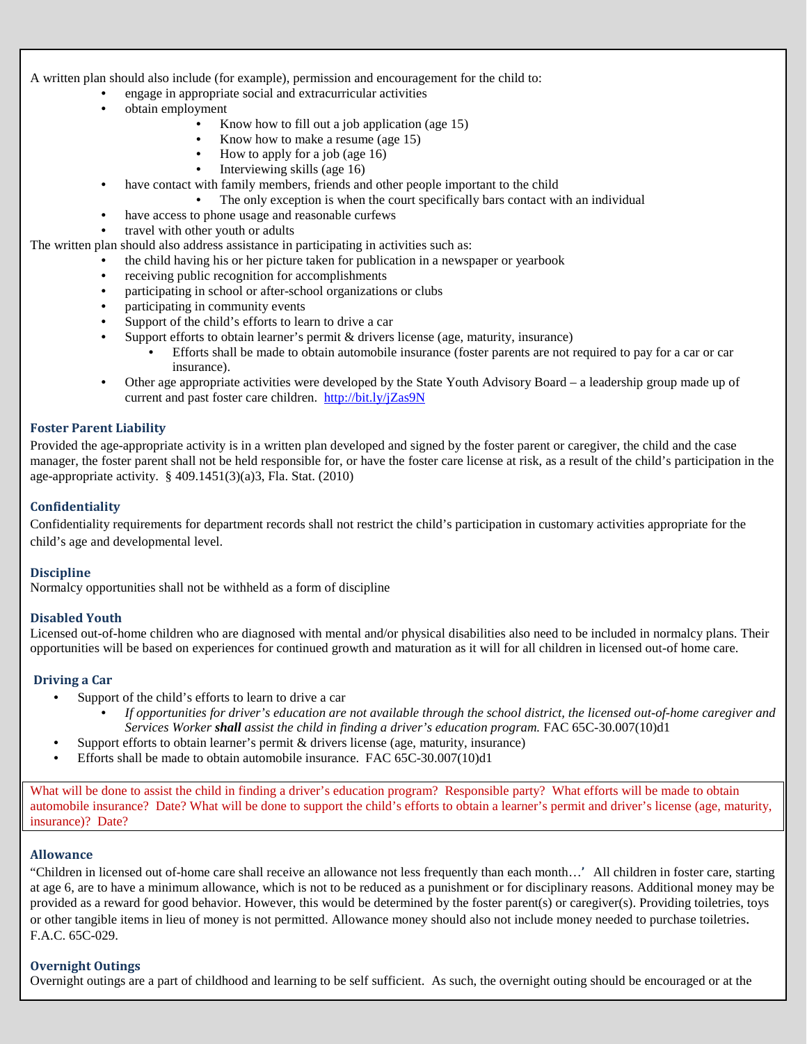A written plan should also include (for example), permission and encouragement for the child to:

- engage in appropriate social and extracurricular activities
- obtain employment
    - Know how to fill out a job application (age 15)
    - Know how to make a resume (age 15)
    - How to apply for a job (age 16)
    - Interviewing skills (age 16)
- have contact with family members, friends and other people important to the child
    - The only exception is when the court specifically bars contact with an individual
- have access to phone usage and reasonable curfews
- travel with other youth or adults

The written plan should also address assistance in participating in activities such as:

- the child having his or her picture taken for publication in a newspaper or yearbook
- receiving public recognition for accomplishments
- participating in school or after-school organizations or clubs
- participating in community events
- Support of the child's efforts to learn to drive a car
- Support efforts to obtain learner's permit & drivers license (age, maturity, insurance)
    - Efforts shall be made to obtain automobile insurance (foster parents are not required to pay for a car or car insurance).
- Other age appropriate activities were developed by the State Youth Advisory Board – a leadership group made up of current and past foster care children. [http://bit.ly/jZas9N](http://bit.ly/jZas9N)

### Foster Parent Liability

Provided the age-appropriate activity is in a written plan developed and signed by the foster parent or caregiver, the child and the case manager, the foster parent shall not be held responsible for, or have the foster care license at risk, as a result of the child's participation in the age-appropriate activity. § 409.1451(3)(a)3, Fla. Stat. (2010)

### Confidentiality

Confidentiality requirements for department records shall not restrict the child's participation in customary activities appropriate for the child's age and developmental level.

### Discipline

Normalcy opportunities shall not be withheld as a form of discipline

### Disabled Youth

Licensed out-of-home children who are diagnosed with mental and/or physical disabilities also need to be included in normalcy plans. Their opportunities will be based on experiences for continued growth and maturation as it will for all children in licensed out-of home care.

### Driving a Car

- Support of the child's efforts to learn to drive a car
    - *If opportunities for driver's education are not available through the school district, the licensed out-of-home caregiver and Services Worker **shall** assist the child in finding a driver's education program.* FAC 65C-30.007(10)d1
- Support efforts to obtain learner's permit & drivers license (age, maturity, insurance)
- Efforts shall be made to obtain automobile insurance. FAC 65C-30.007(10)d1

What will be done to assist the child in finding a driver's education program? Responsible party? What efforts will be made to obtain automobile insurance? Date? What will be done to support the child's efforts to obtain a learner's permit and driver's license (age, maturity, insurance)? Date?

### Allowance

"Children in licensed out of-home care shall receive an allowance not less frequently than each month…' All children in foster care, starting at age 6, are to have a minimum allowance, which is not to be reduced as a punishment or for disciplinary reasons. Additional money may be provided as a reward for good behavior. However, this would be determined by the foster parent(s) or caregiver(s). Providing toiletries, toys or other tangible items in lieu of money is not permitted. Allowance money should also not include money needed to purchase toiletries. F.A.C. 65C-029.

### Overnight Outings

Overnight outings are a part of childhood and learning to be self sufficient. As such, the overnight outing should be encouraged or at the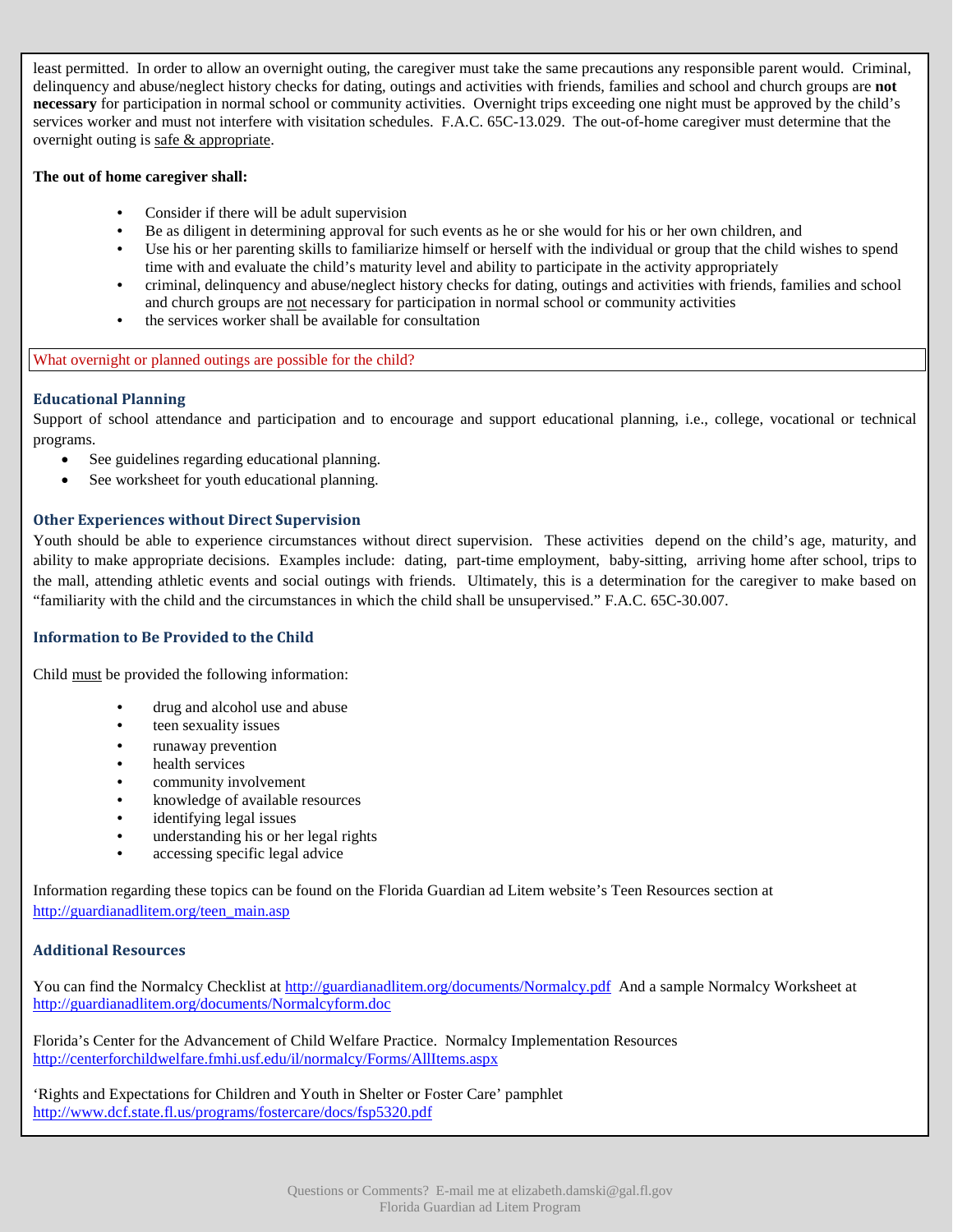least permitted. In order to allow an overnight outing, the caregiver must take the same precautions any responsible parent would. Criminal, delinquency and abuse/neglect history checks for dating, outings and activities with friends, families and school and church groups are **not necessary** for participation in normal school or community activities. Overnight trips exceeding one night must be approved by the child's services worker and must not interfere with visitation schedules. F.A.C. 65C-13.029. The out-of-home caregiver must determine that the overnight outing is safe & appropriate.

**The out of home caregiver shall:**

- Consider if there will be adult supervision
- Be as diligent in determining approval for such events as he or she would for his or her own children, and
- Use his or her parenting skills to familiarize himself or herself with the individual or group that the child wishes to spend time with and evaluate the child's maturity level and ability to participate in the activity appropriately
- criminal, delinquency and abuse/neglect history checks for dating, outings and activities with friends, families and school and church groups are not necessary for participation in normal school or community activities
- the services worker shall be available for consultation

What overnight or planned outings are possible for the child?

### Educational Planning

Support of school attendance and participation and to encourage and support educational planning, i.e., college, vocational or technical programs.

- See guidelines regarding educational planning.
- See worksheet for youth educational planning.

### Other Experiences without Direct Supervision

Youth should be able to experience circumstances without direct supervision. These activities depend on the child's age, maturity, and ability to make appropriate decisions. Examples include: dating, part-time employment, baby-sitting, arriving home after school, trips to the mall, attending athletic events and social outings with friends. Ultimately, this is a determination for the caregiver to make based on "familiarity with the child and the circumstances in which the child shall be unsupervised." F.A.C. 65C-30.007.

### Information to Be Provided to the Child

Child must be provided the following information:

- drug and alcohol use and abuse
- teen sexuality issues
- runaway prevention
- health services
- community involvement
- knowledge of available resources
- identifying legal issues
- understanding his or her legal rights
- accessing specific legal advice

Information regarding these topics can be found on the Florida Guardian ad Litem website's Teen Resources section at http://guardianadlitem.org/teen_main.asp

### Additional Resources

You can find the Normalcy Checklist at http://guardianadlitem.org/documents/Normalcy.pdf And a sample Normalcy Worksheet at http://guardianadlitem.org/documents/Normalcyform.doc

Florida's Center for the Advancement of Child Welfare Practice. Normalcy Implementation Resources http://centerforchildwelfare.fmhi.usf.edu/il/normalcy/Forms/AllItems.aspx

'Rights and Expectations for Children and Youth in Shelter or Foster Care' pamphlet http://www.dcf.state.fl.us/programs/fostercare/docs/fsp5320.pdf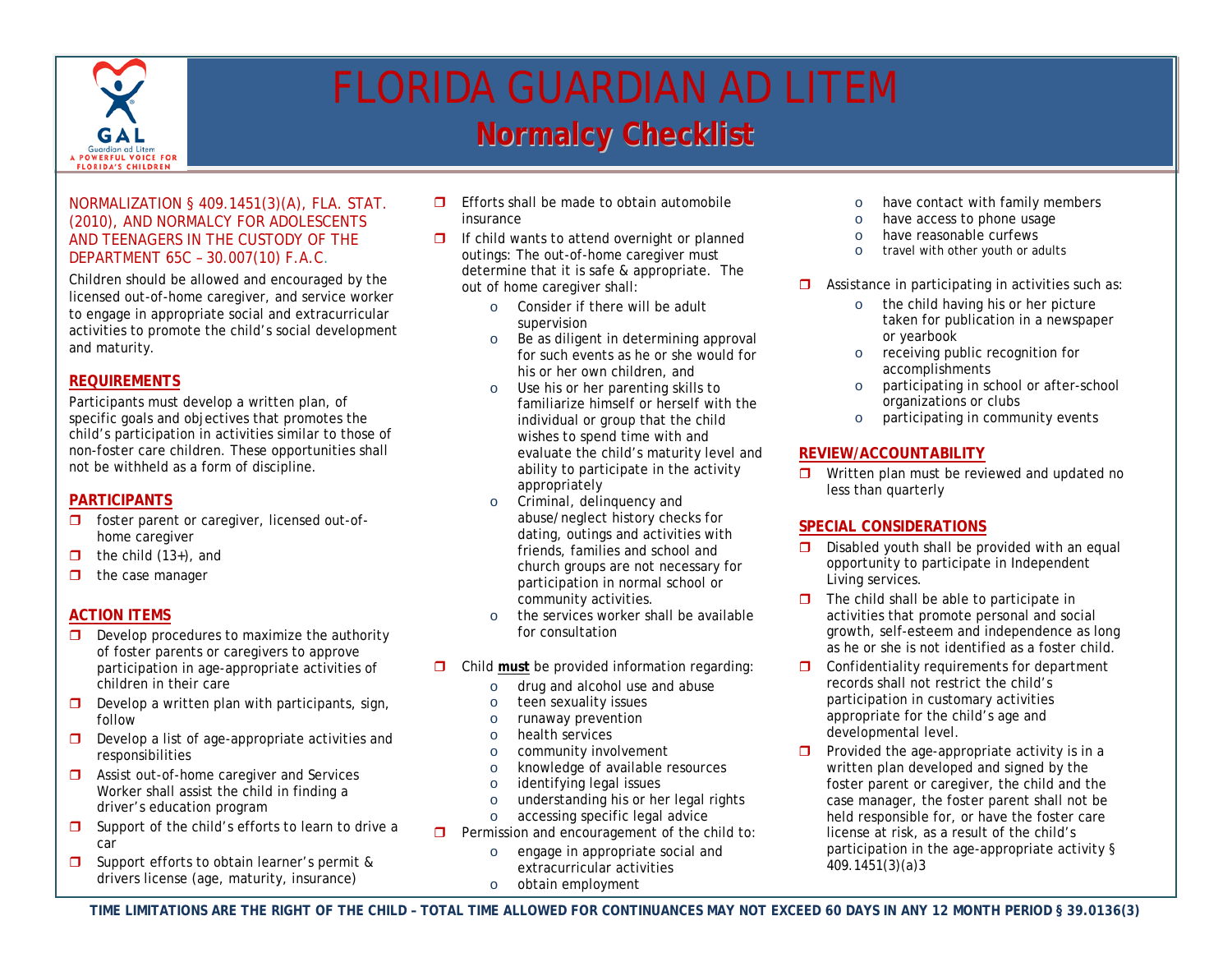# FLORIDA GUARDIAN AD LITEM

## Normalcy Checklist

NORMALIZATION § 409.1451(3)(A), FLA. STAT. (2010), AND NORMALCY FOR ADOLESCENTS AND TEENAGERS IN THE CUSTODY OF THE DEPARTMENT 65C – 30.007(10) F.A.C.

Children should be allowed and encouraged by the licensed out-of-home caregiver, and service worker to engage in appropriate social and extracurricular activities to promote the child's social development and maturity.

### REQUIREMENTS

Participants must develop a written plan, of specific goals and objectives that promotes the child's participation in activities similar to those of non-foster care children. These opportunities shall not be withheld as a form of discipline.

### PARTICIPANTS

- ❒ foster parent or caregiver, licensed out-of-home caregiver
- ❒ the child (13+), and
- ❒ the case manager

### ACTION ITEMS

- ❒ Develop procedures to maximize the authority of foster parents or caregivers to approve participation in age-appropriate activities of children in their care
- ❒ Develop a written plan with participants, sign, follow
- ❒ Develop a list of age-appropriate activities and responsibilities
- ❒ Assist out-of-home caregiver and Services Worker shall assist the child in finding a driver's education program
- ❒ Support of the child's efforts to learn to drive a car
- ❒ Support efforts to obtain learner's permit & drivers license (age, maturity, insurance)
- ❒ Efforts shall be made to obtain automobile insurance
- ❒ If child wants to attend overnight or planned outings: The out-of-home caregiver must determine that it is safe & appropriate. The out of home caregiver shall:
  - Consider if there will be adult supervision
  - Be as diligent in determining approval for such events as he or she would for his or her own children, and
  - Use his or her parenting skills to familiarize himself or herself with the individual or group that the child wishes to spend time with and evaluate the child's maturity level and ability to participate in the activity appropriately
  - Criminal, delinquency and abuse/neglect history checks for dating, outings and activities with friends, families and school and church groups are not necessary for participation in normal school or community activities.
  - the services worker shall be available for consultation
- ❒ Child **must** be provided information regarding:
  - drug and alcohol use and abuse
  - teen sexuality issues
  - runaway prevention
  - health services
  - community involvement
  - knowledge of available resources
  - identifying legal issues
  - understanding his or her legal rights
  - accessing specific legal advice
- ❒ Permission and encouragement of the child to:
  - engage in appropriate social and extracurricular activities
  - obtain employment
  - have contact with family members
  - have access to phone usage
  - have reasonable curfews
  - travel with other youth or adults
- ❒ Assistance in participating in activities such as:
  - the child having his or her picture taken for publication in a newspaper or yearbook
  - receiving public recognition for accomplishments
  - participating in school or after-school organizations or clubs
  - participating in community events

### REVIEW/ACCOUNTABILITY

- ❒ Written plan must be reviewed and updated no less than quarterly

### SPECIAL CONSIDERATIONS

- ❒ Disabled youth shall be provided with an equal opportunity to participate in Independent Living services.
- ❒ The child shall be able to participate in activities that promote personal and social growth, self-esteem and independence as long as he or she is not identified as a foster child.
- ❒ Confidentiality requirements for department records shall not restrict the child's participation in customary activities appropriate for the child's age and developmental level.
- ❒ Provided the age-appropriate activity is in a written plan developed and signed by the foster parent or caregiver, the child and the case manager, the foster parent shall not be held responsible for, or have the foster care license at risk, as a result of the child's participation in the age-appropriate activity § 409.1451(3)(a)3

**TIME LIMITATIONS ARE THE RIGHT OF THE CHILD – TOTAL TIME ALLOWED FOR CONTINUANCES MAY NOT EXCEED 60 DAYS IN ANY 12 MONTH PERIOD § 39.0136(3)**